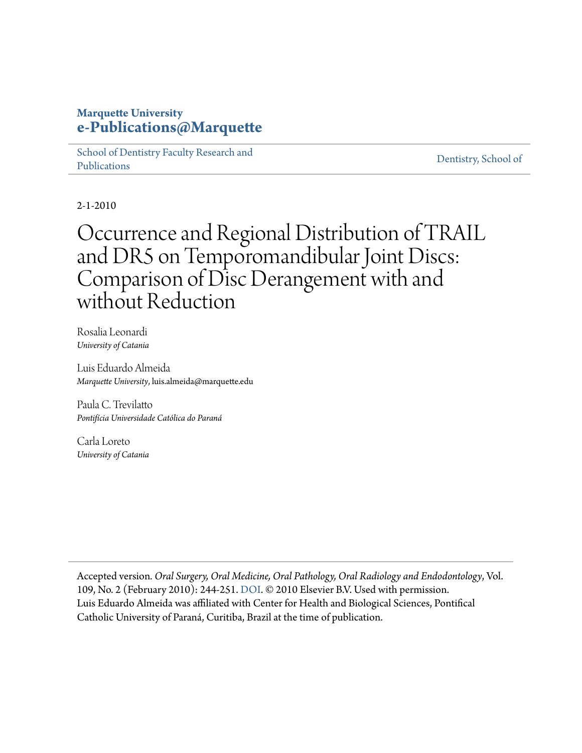**Marquette University**
**e-Publications@Marquette**

School of Dentistry Faculty Research and Publications | Dentistry, School of

2-1-2010

# Occurrence and Regional Distribution of TRAIL and DR5 on Temporomandibular Joint Discs: Comparison of Disc Derangement with and without Reduction

Rosalia Leonardi
*University of Catania*

Luis Eduardo Almeida
*Marquette University*, luis.almeida@marquette.edu

Paula C. Trevilatto
*Pontifícia Universidade Católica do Paraná*

Carla Loreto
*University of Catania*

Accepted version. *Oral Surgery, Oral Medicine, Oral Pathology, Oral Radiology and Endodontology*, Vol. 109, No. 2 (February 2010): 244-251. DOI. © 2010 Elsevier B.V. Used with permission. Luis Eduardo Almeida was affiliated with Center for Health and Biological Sciences, Pontifical Catholic University of Paraná, Curitiba, Brazil at the time of publication.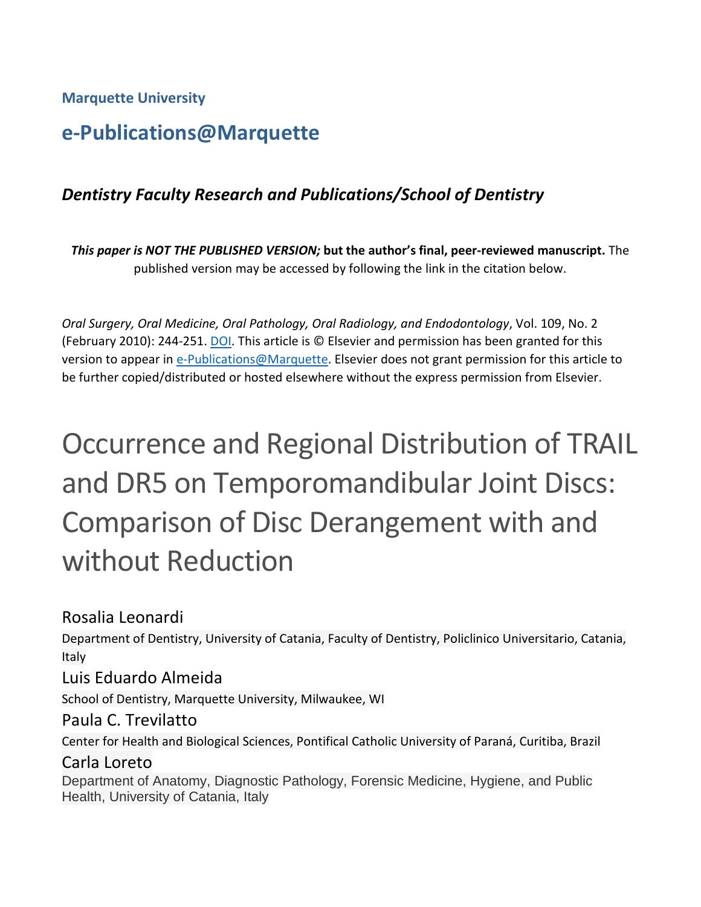Marquette University

# e-Publications@Marquette

### *Dentistry Faculty Research and Publications/School of Dentistry*

***This paper is NOT THE PUBLISHED VERSION;* but the author's final, peer-reviewed manuscript.** The published version may be accessed by following the link in the citation below.

*Oral Surgery, Oral Medicine, Oral Pathology, Oral Radiology, and Endodontology*, Vol. 109, No. 2 (February 2010): 244-251. DOI. This article is © Elsevier and permission has been granted for this version to appear in e-Publications@Marquette. Elsevier does not grant permission for this article to be further copied/distributed or hosted elsewhere without the express permission from Elsevier.

# Occurrence and Regional Distribution of TRAIL and DR5 on Temporomandibular Joint Discs: Comparison of Disc Derangement with and without Reduction

Rosalia Leonardi

Department of Dentistry, University of Catania, Faculty of Dentistry, Policlinico Universitario, Catania, Italy

Luis Eduardo Almeida

School of Dentistry, Marquette University, Milwaukee, WI

Paula C. Trevilatto

Center for Health and Biological Sciences, Pontifical Catholic University of Paraná, Curitiba, Brazil

Carla Loreto

Department of Anatomy, Diagnostic Pathology, Forensic Medicine, Hygiene, and Public Health, University of Catania, Italy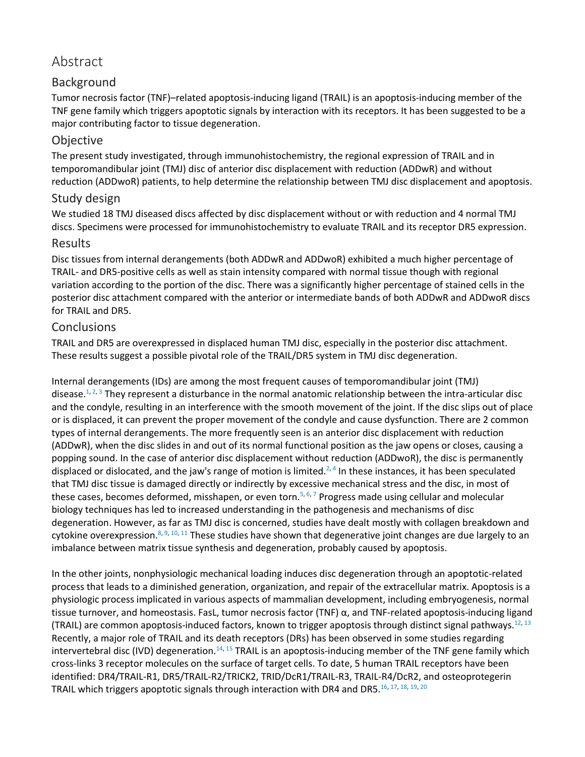# Abstract

## Background

Tumor necrosis factor (TNF)–related apoptosis-inducing ligand (TRAIL) is an apoptosis-inducing member of the TNF gene family which triggers apoptotic signals by interaction with its receptors. It has been suggested to be a major contributing factor to tissue degeneration.

## Objective

The present study investigated, through immunohistochemistry, the regional expression of TRAIL and in temporomandibular joint (TMJ) disc of anterior disc displacement with reduction (ADDwR) and without reduction (ADDwoR) patients, to help determine the relationship between TMJ disc displacement and apoptosis.

## Study design

We studied 18 TMJ diseased discs affected by disc displacement without or with reduction and 4 normal TMJ discs. Specimens were processed for immunohistochemistry to evaluate TRAIL and its receptor DR5 expression.

## Results

Disc tissues from internal derangements (both ADDwR and ADDwoR) exhibited a much higher percentage of TRAIL- and DR5-positive cells as well as stain intensity compared with normal tissue though with regional variation according to the portion of the disc. There was a significantly higher percentage of stained cells in the posterior disc attachment compared with the anterior or intermediate bands of both ADDwR and ADDwoR discs for TRAIL and DR5.

## Conclusions

TRAIL and DR5 are overexpressed in displaced human TMJ disc, especially in the posterior disc attachment. These results suggest a possible pivotal role of the TRAIL/DR5 system in TMJ disc degeneration.

Internal derangements (IDs) are among the most frequent causes of temporomandibular joint (TMJ) disease.[1, 2, 3] They represent a disturbance in the normal anatomic relationship between the intra-articular disc and the condyle, resulting in an interference with the smooth movement of the joint. If the disc slips out of place or is displaced, it can prevent the proper movement of the condyle and cause dysfunction. There are 2 common types of internal derangements. The more frequently seen is an anterior disc displacement with reduction (ADDwR), when the disc slides in and out of its normal functional position as the jaw opens or closes, causing a popping sound. In the case of anterior disc displacement without reduction (ADDwoR), the disc is permanently displaced or dislocated, and the jaw's range of motion is limited.[2, 4] In these instances, it has been speculated that TMJ disc tissue is damaged directly or indirectly by excessive mechanical stress and the disc, in most of these cases, becomes deformed, misshapen, or even torn.[5, 6, 7] Progress made using cellular and molecular biology techniques has led to increased understanding in the pathogenesis and mechanisms of disc degeneration. However, as far as TMJ disc is concerned, studies have dealt mostly with collagen breakdown and cytokine overexpression.[8, 9, 10, 11] These studies have shown that degenerative joint changes are due largely to an imbalance between matrix tissue synthesis and degeneration, probably caused by apoptosis.

In the other joints, nonphysiologic mechanical loading induces disc degeneration through an apoptotic-related process that leads to a diminished generation, organization, and repair of the extracellular matrix. Apoptosis is a physiologic process implicated in various aspects of mammalian development, including embryogenesis, normal tissue turnover, and homeostasis. FasL, tumor necrosis factor (TNF) α, and TNF-related apoptosis-inducing ligand (TRAIL) are common apoptosis-induced factors, known to trigger apoptosis through distinct signal pathways.[12, 13] Recently, a major role of TRAIL and its death receptors (DRs) has been observed in some studies regarding intervertebral disc (IVD) degeneration.[14, 15] TRAIL is an apoptosis-inducing member of the TNF gene family which cross-links 3 receptor molecules on the surface of target cells. To date, 5 human TRAIL receptors have been identified: DR4/TRAIL-R1, DR5/TRAIL-R2/TRICK2, TRID/DcR1/TRAIL-R3, TRAIL-R4/DcR2, and osteoprotegerin TRAIL which triggers apoptotic signals through interaction with DR4 and DR5.[16, 17, 18, 19, 20]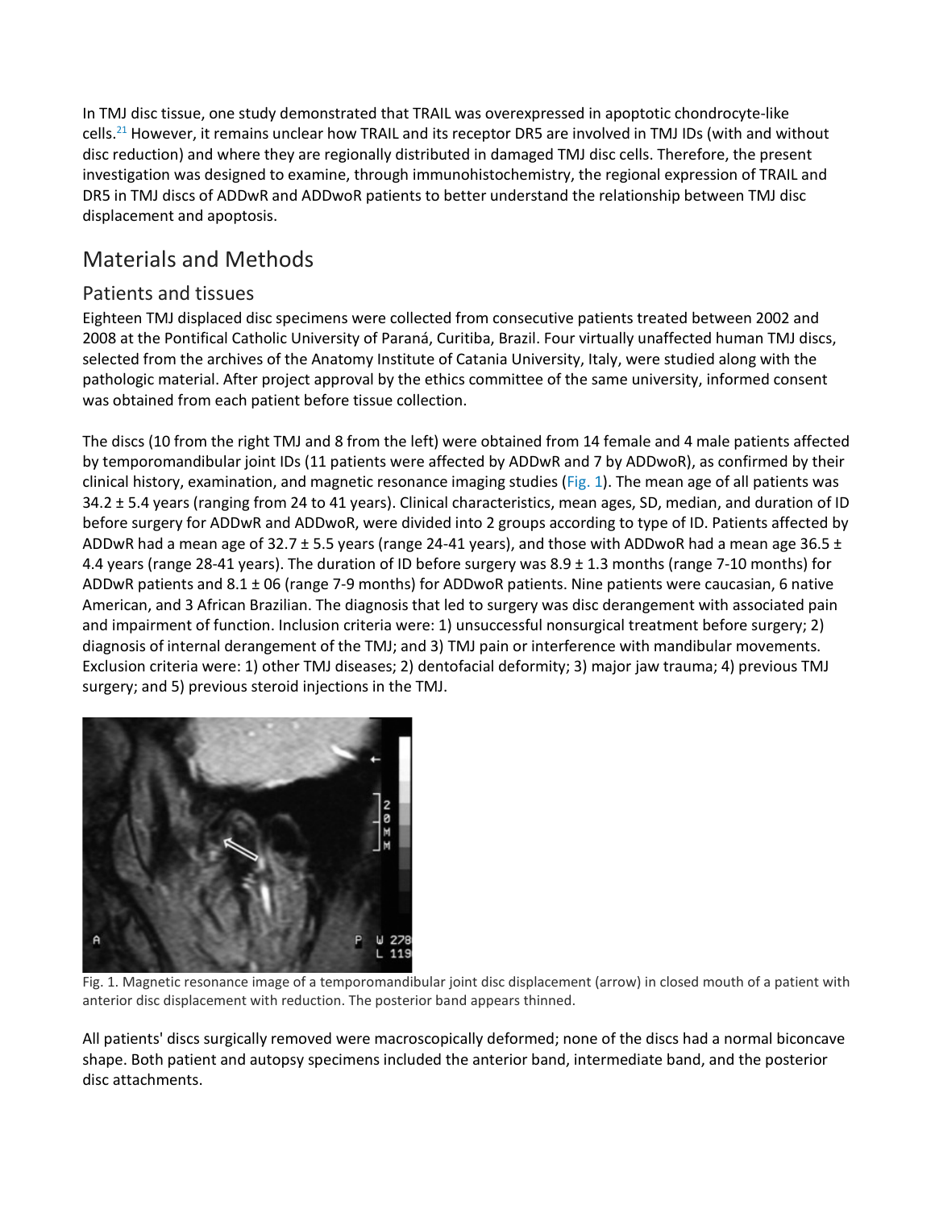In TMJ disc tissue, one study demonstrated that TRAIL was overexpressed in apoptotic chondrocyte-like cells.[21] However, it remains unclear how TRAIL and its receptor DR5 are involved in TMJ IDs (with and without disc reduction) and where they are regionally distributed in damaged TMJ disc cells. Therefore, the present investigation was designed to examine, through immunohistochemistry, the regional expression of TRAIL and DR5 in TMJ discs of ADDwR and ADDwoR patients to better understand the relationship between TMJ disc displacement and apoptosis.

## Materials and Methods

### Patients and tissues

Eighteen TMJ displaced disc specimens were collected from consecutive patients treated between 2002 and 2008 at the Pontifical Catholic University of Paraná, Curitiba, Brazil. Four virtually unaffected human TMJ discs, selected from the archives of the Anatomy Institute of Catania University, Italy, were studied along with the pathologic material. After project approval by the ethics committee of the same university, informed consent was obtained from each patient before tissue collection.

The discs (10 from the right TMJ and 8 from the left) were obtained from 14 female and 4 male patients affected by temporomandibular joint IDs (11 patients were affected by ADDwR and 7 by ADDwoR), as confirmed by their clinical history, examination, and magnetic resonance imaging studies (Fig. 1). The mean age of all patients was 34.2 ± 5.4 years (ranging from 24 to 41 years). Clinical characteristics, mean ages, SD, median, and duration of ID before surgery for ADDwR and ADDwoR, were divided into 2 groups according to type of ID. Patients affected by ADDwR had a mean age of 32.7 ± 5.5 years (range 24-41 years), and those with ADDwoR had a mean age 36.5 ± 4.4 years (range 28-41 years). The duration of ID before surgery was 8.9 ± 1.3 months (range 7-10 months) for ADDwR patients and 8.1 ± 06 (range 7-9 months) for ADDwoR patients. Nine patients were caucasian, 6 native American, and 3 African Brazilian. The diagnosis that led to surgery was disc derangement with associated pain and impairment of function. Inclusion criteria were: 1) unsuccessful nonsurgical treatment before surgery; 2) diagnosis of internal derangement of the TMJ; and 3) TMJ pain or interference with mandibular movements. Exclusion criteria were: 1) other TMJ diseases; 2) dentofacial deformity; 3) major jaw trauma; 4) previous TMJ surgery; and 5) previous steroid injections in the TMJ.

Fig. 1. Magnetic resonance image of a temporomandibular joint disc displacement (arrow) in closed mouth of a patient with anterior disc displacement with reduction. The posterior band appears thinned.

All patients' discs surgically removed were macroscopically deformed; none of the discs had a normal biconcave shape. Both patient and autopsy specimens included the anterior band, intermediate band, and the posterior disc attachments.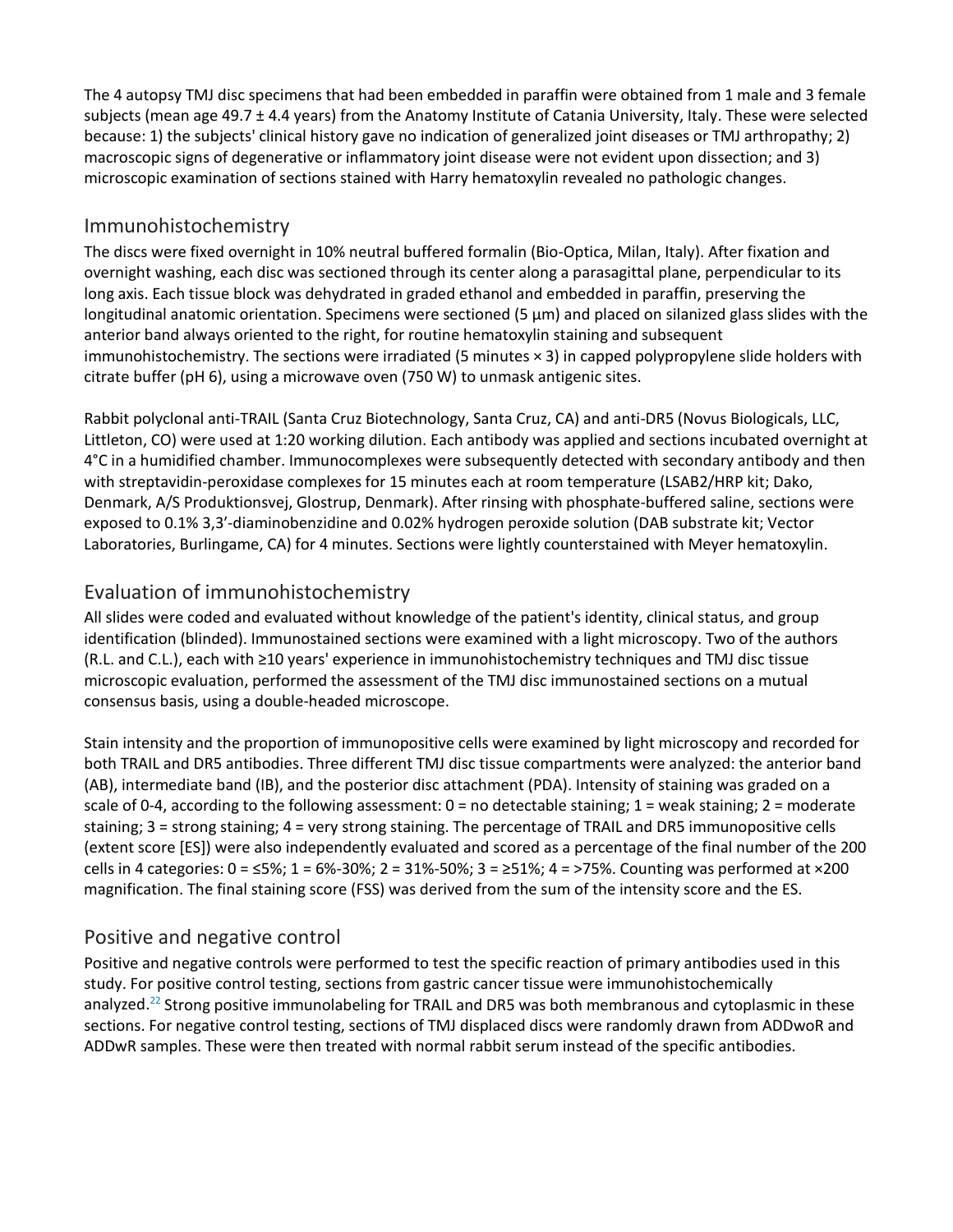The 4 autopsy TMJ disc specimens that had been embedded in paraffin were obtained from 1 male and 3 female subjects (mean age 49.7 ± 4.4 years) from the Anatomy Institute of Catania University, Italy. These were selected because: 1) the subjects' clinical history gave no indication of generalized joint diseases or TMJ arthropathy; 2) macroscopic signs of degenerative or inflammatory joint disease were not evident upon dissection; and 3) microscopic examination of sections stained with Harry hematoxylin revealed no pathologic changes.

## Immunohistochemistry

The discs were fixed overnight in 10% neutral buffered formalin (Bio-Optica, Milan, Italy). After fixation and overnight washing, each disc was sectioned through its center along a parasagittal plane, perpendicular to its long axis. Each tissue block was dehydrated in graded ethanol and embedded in paraffin, preserving the longitudinal anatomic orientation. Specimens were sectioned (5 µm) and placed on silanized glass slides with the anterior band always oriented to the right, for routine hematoxylin staining and subsequent immunohistochemistry. The sections were irradiated (5 minutes × 3) in capped polypropylene slide holders with citrate buffer (pH 6), using a microwave oven (750 W) to unmask antigenic sites.

Rabbit polyclonal anti-TRAIL (Santa Cruz Biotechnology, Santa Cruz, CA) and anti-DR5 (Novus Biologicals, LLC, Littleton, CO) were used at 1:20 working dilution. Each antibody was applied and sections incubated overnight at 4°C in a humidified chamber. Immunocomplexes were subsequently detected with secondary antibody and then with streptavidin-peroxidase complexes for 15 minutes each at room temperature (LSAB2/HRP kit; Dako, Denmark, A/S Produktionsvej, Glostrup, Denmark). After rinsing with phosphate-buffered saline, sections were exposed to 0.1% 3,3'-diaminobenzidine and 0.02% hydrogen peroxide solution (DAB substrate kit; Vector Laboratories, Burlingame, CA) for 4 minutes. Sections were lightly counterstained with Meyer hematoxylin.

## Evaluation of immunohistochemistry

All slides were coded and evaluated without knowledge of the patient's identity, clinical status, and group identification (blinded). Immunostained sections were examined with a light microscopy. Two of the authors (R.L. and C.L.), each with ≥10 years' experience in immunohistochemistry techniques and TMJ disc tissue microscopic evaluation, performed the assessment of the TMJ disc immunostained sections on a mutual consensus basis, using a double-headed microscope.

Stain intensity and the proportion of immunopositive cells were examined by light microscopy and recorded for both TRAIL and DR5 antibodies. Three different TMJ disc tissue compartments were analyzed: the anterior band (AB), intermediate band (IB), and the posterior disc attachment (PDA). Intensity of staining was graded on a scale of 0-4, according to the following assessment: 0 = no detectable staining; 1 = weak staining; 2 = moderate staining; 3 = strong staining; 4 = very strong staining. The percentage of TRAIL and DR5 immunopositive cells (extent score [ES]) were also independently evaluated and scored as a percentage of the final number of the 200 cells in 4 categories: 0 = ≤5%; 1 = 6%-30%; 2 = 31%-50%; 3 = ≥51%; 4 = >75%. Counting was performed at ×200 magnification. The final staining score (FSS) was derived from the sum of the intensity score and the ES.

## Positive and negative control

Positive and negative controls were performed to test the specific reaction of primary antibodies used in this study. For positive control testing, sections from gastric cancer tissue were immunohistochemically analyzed.[22] Strong positive immunolabeling for TRAIL and DR5 was both membranous and cytoplasmic in these sections. For negative control testing, sections of TMJ displaced discs were randomly drawn from ADDwoR and ADDwR samples. These were then treated with normal rabbit serum instead of the specific antibodies.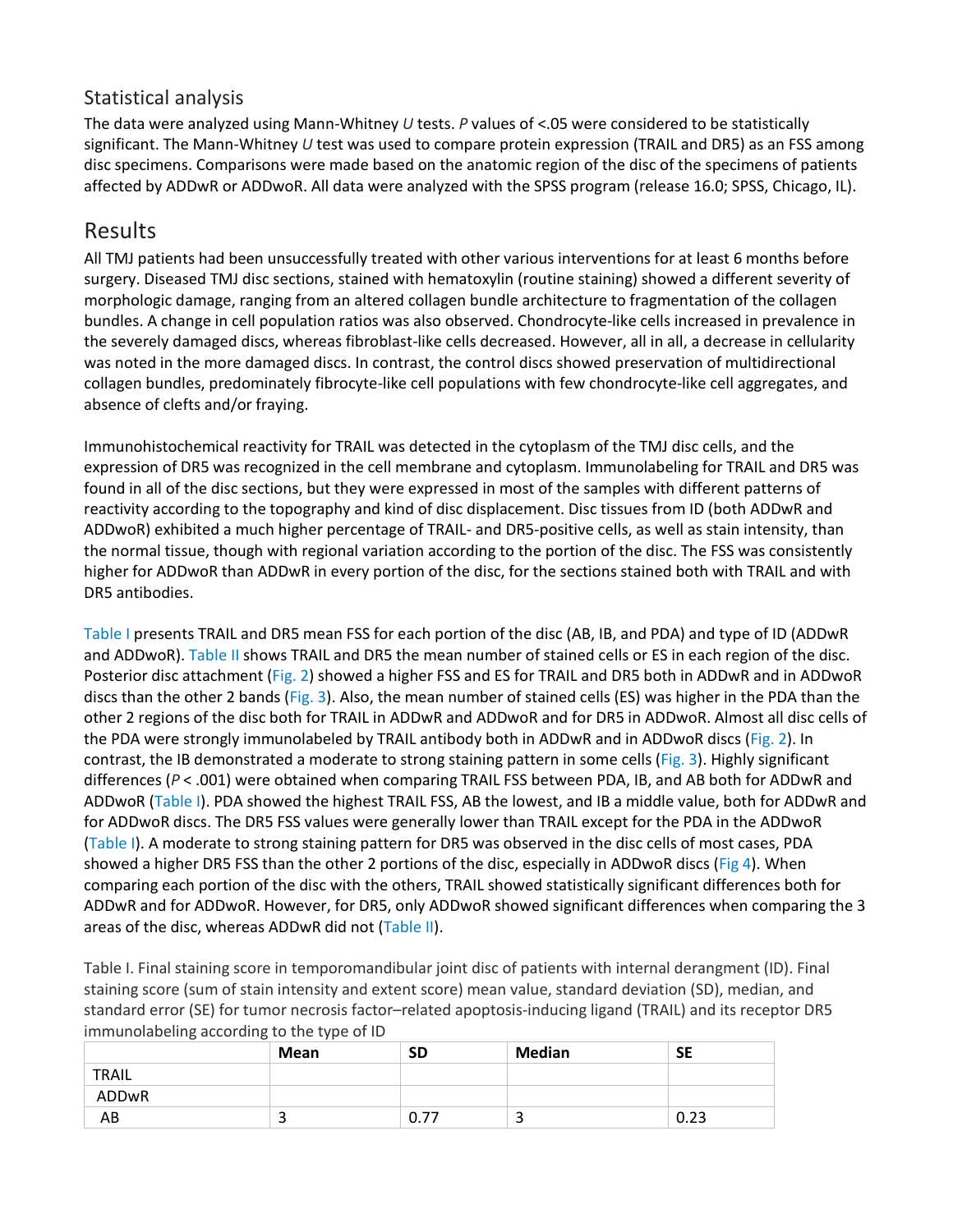## Statistical analysis

The data were analyzed using Mann-Whitney *U* tests. *P* values of <.05 were considered to be statistically significant. The Mann-Whitney *U* test was used to compare protein expression (TRAIL and DR5) as an FSS among disc specimens. Comparisons were made based on the anatomic region of the disc of the specimens of patients affected by ADDwR or ADDwoR. All data were analyzed with the SPSS program (release 16.0; SPSS, Chicago, IL).

## Results

All TMJ patients had been unsuccessfully treated with other various interventions for at least 6 months before surgery. Diseased TMJ disc sections, stained with hematoxylin (routine staining) showed a different severity of morphologic damage, ranging from an altered collagen bundle architecture to fragmentation of the collagen bundles. A change in cell population ratios was also observed. Chondrocyte-like cells increased in prevalence in the severely damaged discs, whereas fibroblast-like cells decreased. However, all in all, a decrease in cellularity was noted in the more damaged discs. In contrast, the control discs showed preservation of multidirectional collagen bundles, predominately fibrocyte-like cell populations with few chondrocyte-like cell aggregates, and absence of clefts and/or fraying.

Immunohistochemical reactivity for TRAIL was detected in the cytoplasm of the TMJ disc cells, and the expression of DR5 was recognized in the cell membrane and cytoplasm. Immunolabeling for TRAIL and DR5 was found in all of the disc sections, but they were expressed in most of the samples with different patterns of reactivity according to the topography and kind of disc displacement. Disc tissues from ID (both ADDwR and ADDwoR) exhibited a much higher percentage of TRAIL- and DR5-positive cells, as well as stain intensity, than the normal tissue, though with regional variation according to the portion of the disc. The FSS was consistently higher for ADDwoR than ADDwR in every portion of the disc, for the sections stained both with TRAIL and with DR5 antibodies.

Table I presents TRAIL and DR5 mean FSS for each portion of the disc (AB, IB, and PDA) and type of ID (ADDwR and ADDwoR). Table II shows TRAIL and DR5 the mean number of stained cells or ES in each region of the disc. Posterior disc attachment (Fig. 2) showed a higher FSS and ES for TRAIL and DR5 both in ADDwR and in ADDwoR discs than the other 2 bands (Fig. 3). Also, the mean number of stained cells (ES) was higher in the PDA than the other 2 regions of the disc both for TRAIL in ADDwR and ADDwoR and for DR5 in ADDwoR. Almost all disc cells of the PDA were strongly immunolabeled by TRAIL antibody both in ADDwR and in ADDwoR discs (Fig. 2). In contrast, the IB demonstrated a moderate to strong staining pattern in some cells (Fig. 3). Highly significant differences (*P* < .001) were obtained when comparing TRAIL FSS between PDA, IB, and AB both for ADDwR and ADDwoR (Table I). PDA showed the highest TRAIL FSS, AB the lowest, and IB a middle value, both for ADDwR and for ADDwoR discs. The DR5 FSS values were generally lower than TRAIL except for the PDA in the ADDwoR (Table I). A moderate to strong staining pattern for DR5 was observed in the disc cells of most cases, PDA showed a higher DR5 FSS than the other 2 portions of the disc, especially in ADDwoR discs (Fig 4). When comparing each portion of the disc with the others, TRAIL showed statistically significant differences both for ADDwR and for ADDwoR. However, for DR5, only ADDwoR showed significant differences when comparing the 3 areas of the disc, whereas ADDwR did not (Table II).

Table I. Final staining score in temporomandibular joint disc of patients with internal derangment (ID). Final staining score (sum of stain intensity and extent score) mean value, standard deviation (SD), median, and standard error (SE) for tumor necrosis factor–related apoptosis-inducing ligand (TRAIL) and its receptor DR5 immunolabeling according to the type of ID

| | Mean | SD | Median | SE |
|---|---|---|---|---|
| TRAIL | | | | |
| ADDwR | | | | |
| AB | 3 | 0.77 | 3 | 0.23 |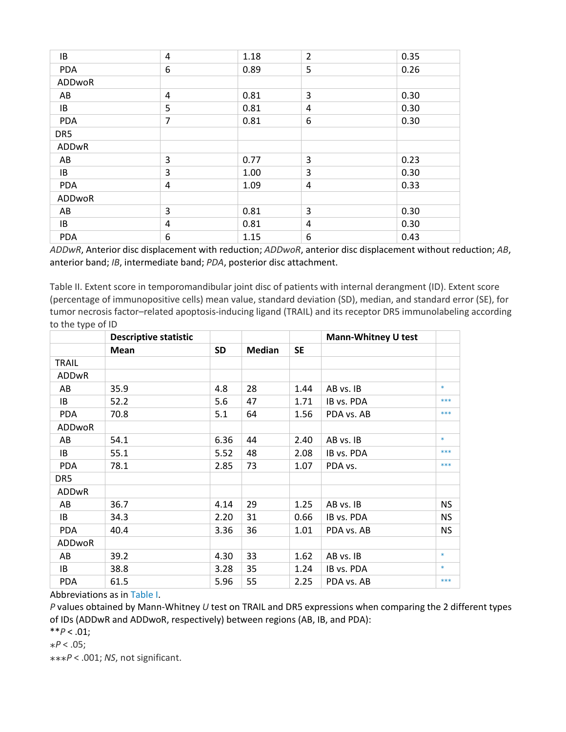| | | | | |
|---|---|---|---|---|
| IB | 4 | 1.18 | 2 | 0.35 |
| PDA | 6 | 0.89 | 5 | 0.26 |
| ADDwoR | | | | |
| AB | 4 | 0.81 | 3 | 0.30 |
| IB | 5 | 0.81 | 4 | 0.30 |
| PDA | 7 | 0.81 | 6 | 0.30 |
| DR5 | | | | |
| ADDwR | | | | |
| AB | 3 | 0.77 | 3 | 0.23 |
| IB | 3 | 1.00 | 3 | 0.30 |
| PDA | 4 | 1.09 | 4 | 0.33 |
| ADDwoR | | | | |
| AB | 3 | 0.81 | 3 | 0.30 |
| IB | 4 | 0.81 | 4 | 0.30 |
| PDA | 6 | 1.15 | 6 | 0.43 |

*ADDwR*, Anterior disc displacement with reduction; *ADDwoR*, anterior disc displacement without reduction; *AB*, anterior band; *IB*, intermediate band; *PDA*, posterior disc attachment.

Table II. Extent score in temporomandibular joint disc of patients with internal derangment (ID). Extent score (percentage of immunopositive cells) mean value, standard deviation (SD), median, and standard error (SE), for tumor necrosis factor–related apoptosis-inducing ligand (TRAIL) and its receptor DR5 immunolabeling according to the type of ID

| | **Descriptive statistic** | | | | **Mann-Whitney U test** | |
|---|---|---|---|---|---|---|
| | **Mean** | **SD** | **Median** | **SE** | | |
| TRAIL | | | | | | |
| ADDwR | | | | | | |
| AB | 35.9 | 4.8 | 28 | 1.44 | AB vs. IB | * |
| IB | 52.2 | 5.6 | 47 | 1.71 | IB vs. PDA | *** |
| PDA | 70.8 | 5.1 | 64 | 1.56 | PDA vs. AB | *** |
| ADDwoR | | | | | | |
| AB | 54.1 | 6.36 | 44 | 2.40 | AB vs. IB | * |
| IB | 55.1 | 5.52 | 48 | 2.08 | IB vs. PDA | *** |
| PDA | 78.1 | 2.85 | 73 | 1.07 | PDA vs. | *** |
| DR5 | | | | | | |
| ADDwR | | | | | | |
| AB | 36.7 | 4.14 | 29 | 1.25 | AB vs. IB | NS |
| IB | 34.3 | 2.20 | 31 | 0.66 | IB vs. PDA | NS |
| PDA | 40.4 | 3.36 | 36 | 1.01 | PDA vs. AB | NS |
| ADDwoR | | | | | | |
| AB | 39.2 | 4.30 | 33 | 1.62 | AB vs. IB | * |
| IB | 38.8 | 3.28 | 35 | 1.24 | IB vs. PDA | * |
| PDA | 61.5 | 5.96 | 55 | 2.25 | PDA vs. AB | *** |

Abbreviations as in Table I.

*P* values obtained by Mann-Whitney *U* test on TRAIL and DR5 expressions when comparing the 2 different types of IDs (ADDwR and ADDwoR, respectively) between regions (AB, IB, and PDA):

**$P < .01$;

*$P < .05$;

***$P < .001$; *NS*, not significant.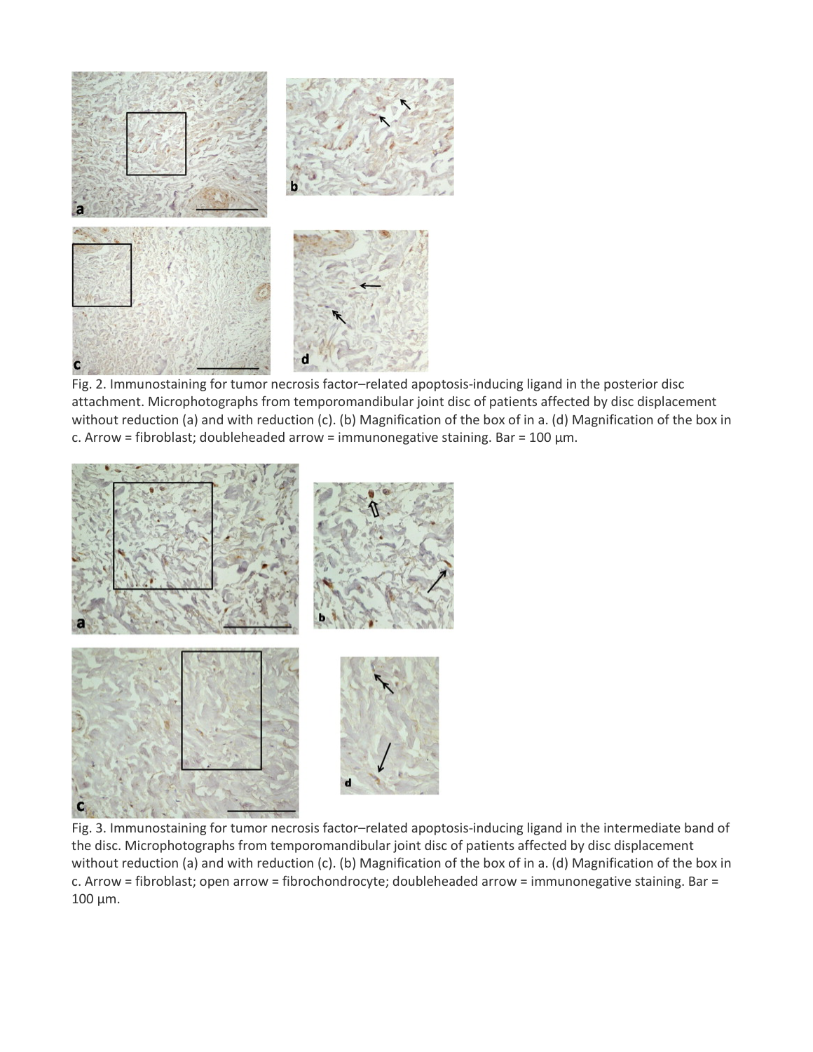Fig. 2. Immunostaining for tumor necrosis factor–related apoptosis-inducing ligand in the posterior disc attachment. Microphotographs from temporomandibular joint disc of patients affected by disc displacement without reduction (a) and with reduction (c). (b) Magnification of the box of in a. (d) Magnification of the box in c. Arrow = fibroblast; doubleheaded arrow = immunonegative staining. Bar = 100 μm.

Fig. 3. Immunostaining for tumor necrosis factor–related apoptosis-inducing ligand in the intermediate band of the disc. Microphotographs from temporomandibular joint disc of patients affected by disc displacement without reduction (a) and with reduction (c). (b) Magnification of the box of in a. (d) Magnification of the box in c. Arrow = fibroblast; open arrow = fibrochondrocyte; doubleheaded arrow = immunonegative staining. Bar = 100 μm.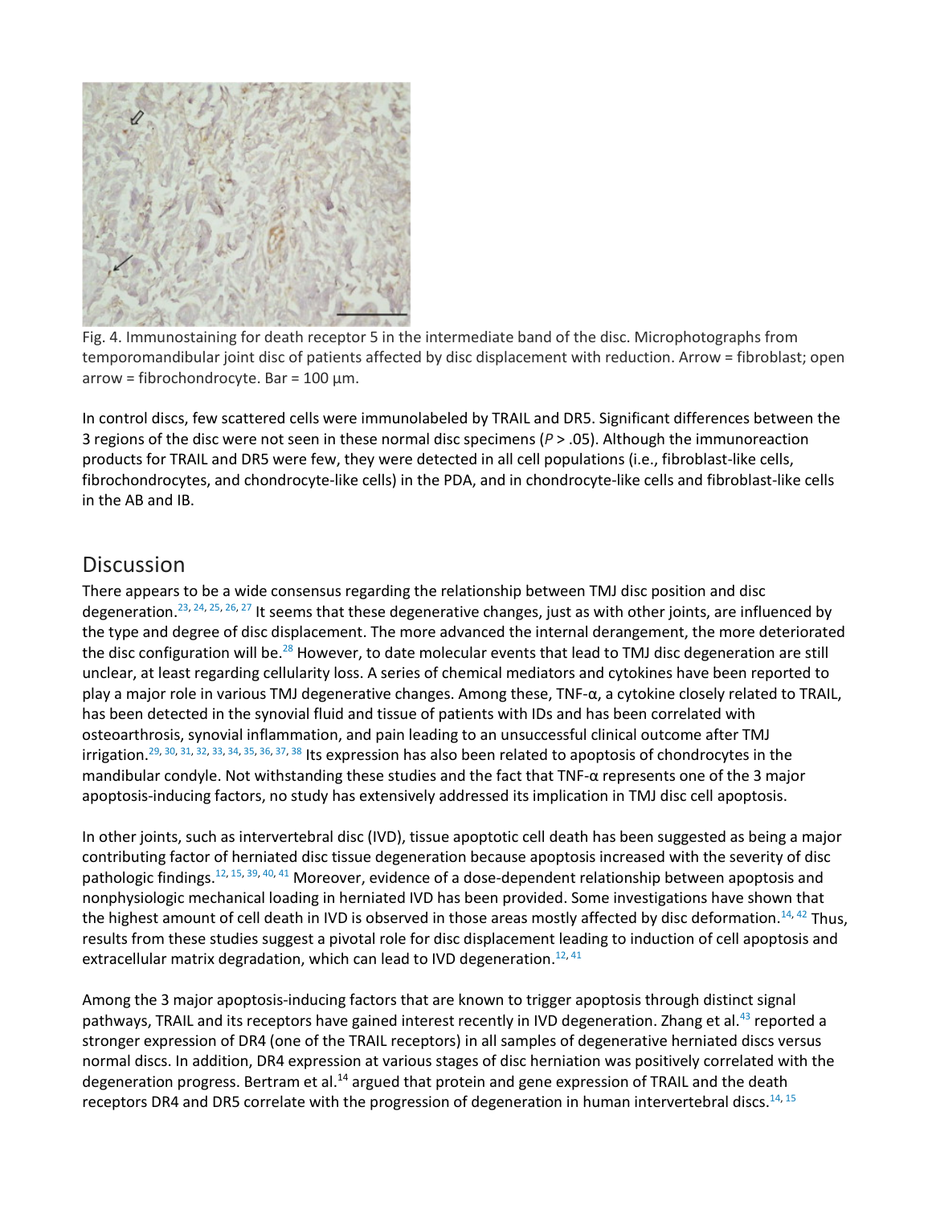Fig. 4. Immunostaining for death receptor 5 in the intermediate band of the disc. Microphotographs from temporomandibular joint disc of patients affected by disc displacement with reduction. Arrow = fibroblast; open arrow = fibrochondrocyte. Bar = 100 μm.

In control discs, few scattered cells were immunolabeled by TRAIL and DR5. Significant differences between the 3 regions of the disc were not seen in these normal disc specimens (*P* > .05). Although the immunoreaction products for TRAIL and DR5 were few, they were detected in all cell populations (i.e., fibroblast-like cells, fibrochondrocytes, and chondrocyte-like cells) in the PDA, and in chondrocyte-like cells and fibroblast-like cells in the AB and IB.

## Discussion

There appears to be a wide consensus regarding the relationship between TMJ disc position and disc degeneration.[23, 24, 25, 26, 27] It seems that these degenerative changes, just as with other joints, are influenced by the type and degree of disc displacement. The more advanced the internal derangement, the more deteriorated the disc configuration will be.[28] However, to date molecular events that lead to TMJ disc degeneration are still unclear, at least regarding cellularity loss. A series of chemical mediators and cytokines have been reported to play a major role in various TMJ degenerative changes. Among these, TNF-α, a cytokine closely related to TRAIL, has been detected in the synovial fluid and tissue of patients with IDs and has been correlated with osteoarthrosis, synovial inflammation, and pain leading to an unsuccessful clinical outcome after TMJ irrigation.[29, 30, 31, 32, 33, 34, 35, 36, 37, 38] Its expression has also been related to apoptosis of chondrocytes in the mandibular condyle. Not withstanding these studies and the fact that TNF-α represents one of the 3 major apoptosis-inducing factors, no study has extensively addressed its implication in TMJ disc cell apoptosis.

In other joints, such as intervertebral disc (IVD), tissue apoptotic cell death has been suggested as being a major contributing factor of herniated disc tissue degeneration because apoptosis increased with the severity of disc pathologic findings.[12, 15, 39, 40, 41] Moreover, evidence of a dose-dependent relationship between apoptosis and nonphysiologic mechanical loading in herniated IVD has been provided. Some investigations have shown that the highest amount of cell death in IVD is observed in those areas mostly affected by disc deformation.[14, 42] Thus, results from these studies suggest a pivotal role for disc displacement leading to induction of cell apoptosis and extracellular matrix degradation, which can lead to IVD degeneration.[12, 41]

Among the 3 major apoptosis-inducing factors that are known to trigger apoptosis through distinct signal pathways, TRAIL and its receptors have gained interest recently in IVD degeneration. Zhang et al.[43] reported a stronger expression of DR4 (one of the TRAIL receptors) in all samples of degenerative herniated discs versus normal discs. In addition, DR4 expression at various stages of disc herniation was positively correlated with the degeneration progress. Bertram et al.[14] argued that protein and gene expression of TRAIL and the death receptors DR4 and DR5 correlate with the progression of degeneration in human intervertebral discs.[14, 15]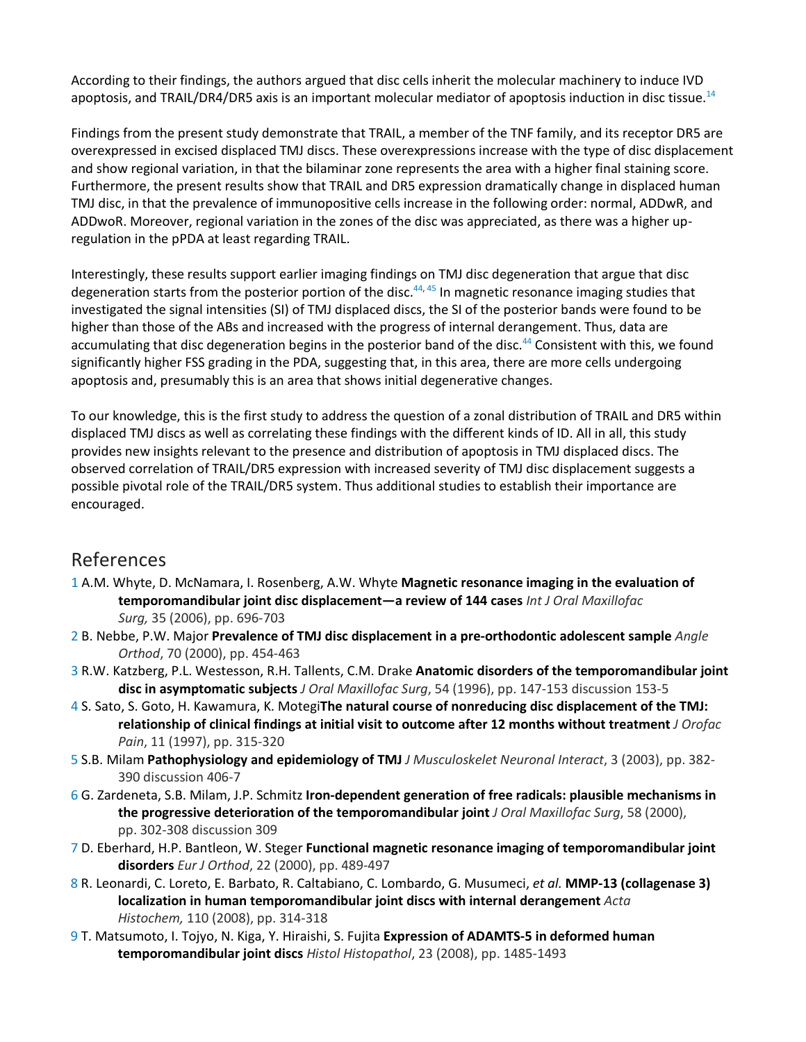According to their findings, the authors argued that disc cells inherit the molecular machinery to induce IVD apoptosis, and TRAIL/DR4/DR5 axis is an important molecular mediator of apoptosis induction in disc tissue.[14]

Findings from the present study demonstrate that TRAIL, a member of the TNF family, and its receptor DR5 are overexpressed in excised displaced TMJ discs. These overexpressions increase with the type of disc displacement and show regional variation, in that the bilaminar zone represents the area with a higher final staining score. Furthermore, the present results show that TRAIL and DR5 expression dramatically change in displaced human TMJ disc, in that the prevalence of immunopositive cells increase in the following order: normal, ADDwR, and ADDwoR. Moreover, regional variation in the zones of the disc was appreciated, as there was a higher up-regulation in the pPDA at least regarding TRAIL.

Interestingly, these results support earlier imaging findings on TMJ disc degeneration that argue that disc degeneration starts from the posterior portion of the disc.[44, 45] In magnetic resonance imaging studies that investigated the signal intensities (SI) of TMJ displaced discs, the SI of the posterior bands were found to be higher than those of the ABs and increased with the progress of internal derangement. Thus, data are accumulating that disc degeneration begins in the posterior band of the disc.[44] Consistent with this, we found significantly higher FSS grading in the PDA, suggesting that, in this area, there are more cells undergoing apoptosis and, presumably this is an area that shows initial degenerative changes.

To our knowledge, this is the first study to address the question of a zonal distribution of TRAIL and DR5 within displaced TMJ discs as well as correlating these findings with the different kinds of ID. All in all, this study provides new insights relevant to the presence and distribution of apoptosis in TMJ displaced discs. The observed correlation of TRAIL/DR5 expression with increased severity of TMJ disc displacement suggests a possible pivotal role of the TRAIL/DR5 system. Thus additional studies to establish their importance are encouraged.

## References

1 A.M. Whyte, D. McNamara, I. Rosenberg, A.W. Whyte **Magnetic resonance imaging in the evaluation of temporomandibular joint disc displacement—a review of 144 cases** *Int J Oral Maxillofac Surg,* 35 (2006), pp. 696-703

2 B. Nebbe, P.W. Major **Prevalence of TMJ disc displacement in a pre-orthodontic adolescent sample** *Angle Orthod*, 70 (2000), pp. 454-463

3 R.W. Katzberg, P.L. Westesson, R.H. Tallents, C.M. Drake **Anatomic disorders of the temporomandibular joint disc in asymptomatic subjects** *J Oral Maxillofac Surg*, 54 (1996), pp. 147-153 discussion 153-5

4 S. Sato, S. Goto, H. Kawamura, K. Motegi**The natural course of nonreducing disc displacement of the TMJ: relationship of clinical findings at initial visit to outcome after 12 months without treatment** *J Orofac Pain*, 11 (1997), pp. 315-320

5 S.B. Milam **Pathophysiology and epidemiology of TMJ** *J Musculoskelet Neuronal Interact*, 3 (2003), pp. 382-390 discussion 406-7

6 G. Zardeneta, S.B. Milam, J.P. Schmitz **Iron-dependent generation of free radicals: plausible mechanisms in the progressive deterioration of the temporomandibular joint** *J Oral Maxillofac Surg*, 58 (2000), pp. 302-308 discussion 309

7 D. Eberhard, H.P. Bantleon, W. Steger **Functional magnetic resonance imaging of temporomandibular joint disorders** *Eur J Orthod*, 22 (2000), pp. 489-497

8 R. Leonardi, C. Loreto, E. Barbato, R. Caltabiano, C. Lombardo, G. Musumeci, *et al.* **MMP-13 (collagenase 3) localization in human temporomandibular joint discs with internal derangement** *Acta Histochem,* 110 (2008), pp. 314-318

9 T. Matsumoto, I. Tojyo, N. Kiga, Y. Hiraishi, S. Fujita **Expression of ADAMTS-5 in deformed human temporomandibular joint discs** *Histol Histopathol*, 23 (2008), pp. 1485-1493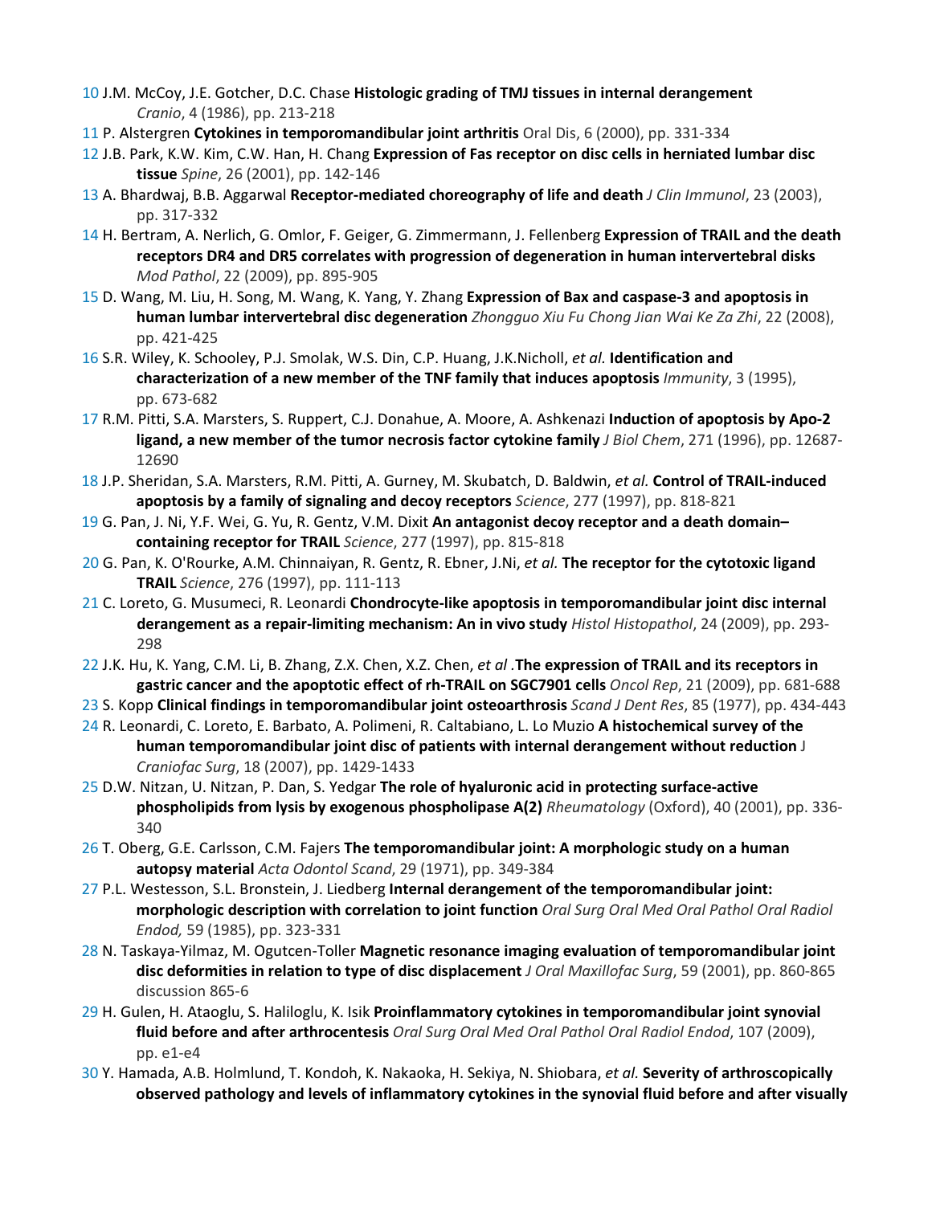10 J.M. McCoy, J.E. Gotcher, D.C. Chase **Histologic grading of TMJ tissues in internal derangement** *Cranio*, 4 (1986), pp. 213-218

11 P. Alstergren **Cytokines in temporomandibular joint arthritis** Oral Dis, 6 (2000), pp. 331-334

12 J.B. Park, K.W. Kim, C.W. Han, H. Chang **Expression of Fas receptor on disc cells in herniated lumbar disc tissue** *Spine*, 26 (2001), pp. 142-146

13 A. Bhardwaj, B.B. Aggarwal **Receptor-mediated choreography of life and death** *J Clin Immunol*, 23 (2003), pp. 317-332

14 H. Bertram, A. Nerlich, G. Omlor, F. Geiger, G. Zimmermann, J. Fellenberg **Expression of TRAIL and the death receptors DR4 and DR5 correlates with progression of degeneration in human intervertebral disks** *Mod Pathol*, 22 (2009), pp. 895-905

15 D. Wang, M. Liu, H. Song, M. Wang, K. Yang, Y. Zhang **Expression of Bax and caspase-3 and apoptosis in human lumbar intervertebral disc degeneration** *Zhongguo Xiu Fu Chong Jian Wai Ke Za Zhi*, 22 (2008), pp. 421-425

16 S.R. Wiley, K. Schooley, P.J. Smolak, W.S. Din, C.P. Huang, J.K.Nicholl, *et al.* **Identification and characterization of a new member of the TNF family that induces apoptosis** *Immunity*, 3 (1995), pp. 673-682

17 R.M. Pitti, S.A. Marsters, S. Ruppert, C.J. Donahue, A. Moore, A. Ashkenazi **Induction of apoptosis by Apo-2 ligand, a new member of the tumor necrosis factor cytokine family** *J Biol Chem*, 271 (1996), pp. 12687-12690

18 J.P. Sheridan, S.A. Marsters, R.M. Pitti, A. Gurney, M. Skubatch, D. Baldwin, *et al.* **Control of TRAIL-induced apoptosis by a family of signaling and decoy receptors** *Science*, 277 (1997), pp. 818-821

19 G. Pan, J. Ni, Y.F. Wei, G. Yu, R. Gentz, V.M. Dixit **An antagonist decoy receptor and a death domain–containing receptor for TRAIL** *Science*, 277 (1997), pp. 815-818

20 G. Pan, K. O'Rourke, A.M. Chinnaiyan, R. Gentz, R. Ebner, J.Ni, *et al.* **The receptor for the cytotoxic ligand TRAIL** *Science*, 276 (1997), pp. 111-113

21 C. Loreto, G. Musumeci, R. Leonardi **Chondrocyte-like apoptosis in temporomandibular joint disc internal derangement as a repair-limiting mechanism: An in vivo study** *Histol Histopathol*, 24 (2009), pp. 293-298

22 J.K. Hu, K. Yang, C.M. Li, B. Zhang, Z.X. Chen, X.Z. Chen, *et al* .**The expression of TRAIL and its receptors in gastric cancer and the apoptotic effect of rh-TRAIL on SGC7901 cells** *Oncol Rep*, 21 (2009), pp. 681-688

23 S. Kopp **Clinical findings in temporomandibular joint osteoarthrosis** *Scand J Dent Res*, 85 (1977), pp. 434-443

24 R. Leonardi, C. Loreto, E. Barbato, A. Polimeni, R. Caltabiano, L. Lo Muzio **A histochemical survey of the human temporomandibular joint disc of patients with internal derangement without reduction** J *Craniofac Surg*, 18 (2007), pp. 1429-1433

25 D.W. Nitzan, U. Nitzan, P. Dan, S. Yedgar **The role of hyaluronic acid in protecting surface-active phospholipids from lysis by exogenous phospholipase A(2)** *Rheumatology* (Oxford), 40 (2001), pp. 336-340

26 T. Oberg, G.E. Carlsson, C.M. Fajers **The temporomandibular joint: A morphologic study on a human autopsy material** *Acta Odontol Scand*, 29 (1971), pp. 349-384

27 P.L. Westesson, S.L. Bronstein, J. Liedberg **Internal derangement of the temporomandibular joint: morphologic description with correlation to joint function** *Oral Surg Oral Med Oral Pathol Oral Radiol Endod,* 59 (1985), pp. 323-331

28 N. Taskaya-Yilmaz, M. Ogutcen-Toller **Magnetic resonance imaging evaluation of temporomandibular joint disc deformities in relation to type of disc displacement** *J Oral Maxillofac Surg*, 59 (2001), pp. 860-865 discussion 865-6

29 H. Gulen, H. Ataoglu, S. Haliloglu, K. Isik **Proinflammatory cytokines in temporomandibular joint synovial fluid before and after arthrocentesis** *Oral Surg Oral Med Oral Pathol Oral Radiol Endod*, 107 (2009), pp. e1-e4

30 Y. Hamada, A.B. Holmlund, T. Kondoh, K. Nakaoka, H. Sekiya, N. Shiobara, *et al.* **Severity of arthroscopically observed pathology and levels of inflammatory cytokines in the synovial fluid before and after visually**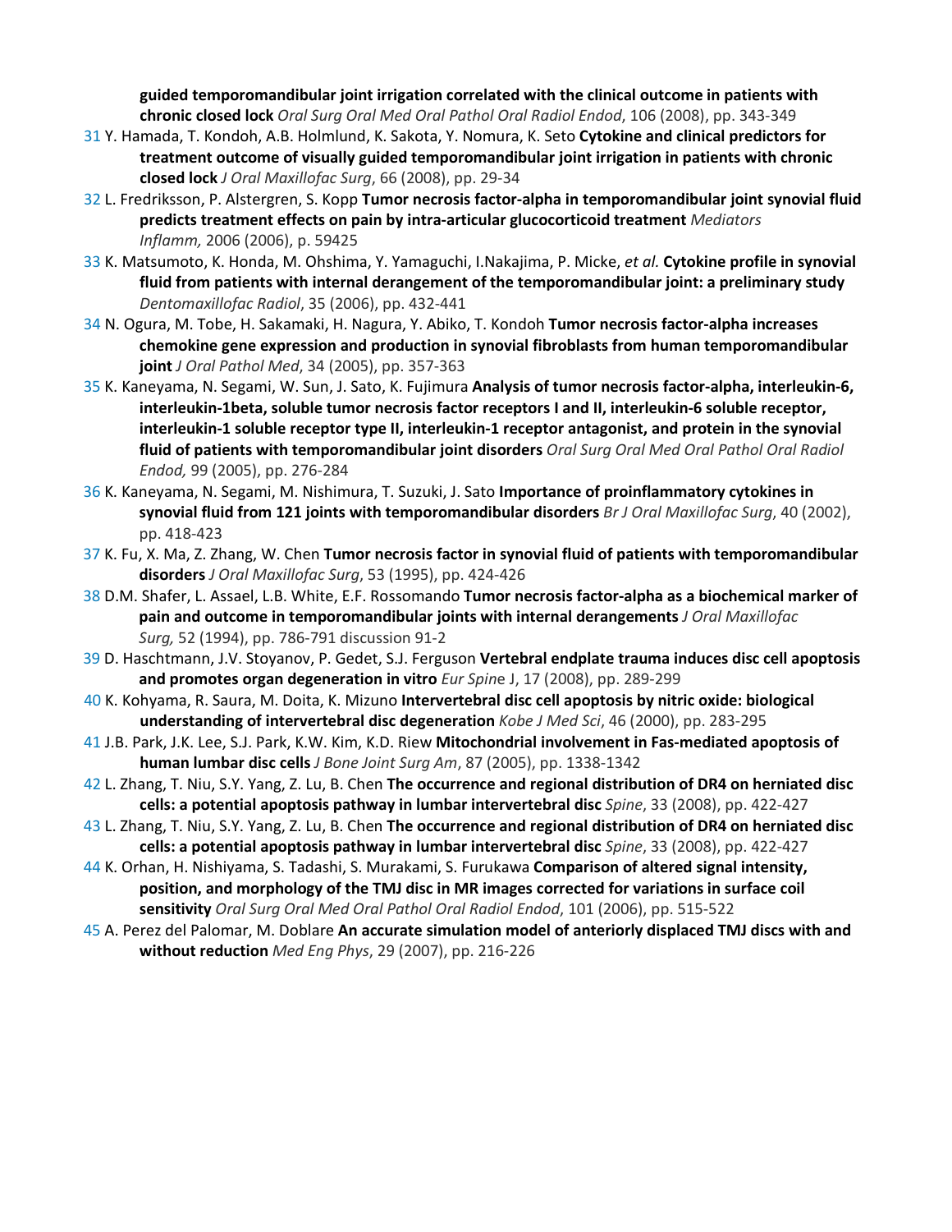**guided temporomandibular joint irrigation correlated with the clinical outcome in patients with chronic closed lock** *Oral Surg Oral Med Oral Pathol Oral Radiol Endod*, 106 (2008), pp. 343-349

31 Y. Hamada, T. Kondoh, A.B. Holmlund, K. Sakota, Y. Nomura, K. Seto **Cytokine and clinical predictors for treatment outcome of visually guided temporomandibular joint irrigation in patients with chronic closed lock** *J Oral Maxillofac Surg*, 66 (2008), pp. 29-34

32 L. Fredriksson, P. Alstergren, S. Kopp **Tumor necrosis factor-alpha in temporomandibular joint synovial fluid predicts treatment effects on pain by intra-articular glucocorticoid treatment** *Mediators Inflamm,* 2006 (2006), p. 59425

33 K. Matsumoto, K. Honda, M. Ohshima, Y. Yamaguchi, I.Nakajima, P. Micke, *et al.* **Cytokine profile in synovial fluid from patients with internal derangement of the temporomandibular joint: a preliminary study** *Dentomaxillofac Radiol*, 35 (2006), pp. 432-441

34 N. Ogura, M. Tobe, H. Sakamaki, H. Nagura, Y. Abiko, T. Kondoh **Tumor necrosis factor-alpha increases chemokine gene expression and production in synovial fibroblasts from human temporomandibular joint** *J Oral Pathol Med*, 34 (2005), pp. 357-363

35 K. Kaneyama, N. Segami, W. Sun, J. Sato, K. Fujimura **Analysis of tumor necrosis factor-alpha, interleukin-6, interleukin-1beta, soluble tumor necrosis factor receptors I and II, interleukin-6 soluble receptor, interleukin-1 soluble receptor type II, interleukin-1 receptor antagonist, and protein in the synovial fluid of patients with temporomandibular joint disorders** *Oral Surg Oral Med Oral Pathol Oral Radiol Endod,* 99 (2005), pp. 276-284

36 K. Kaneyama, N. Segami, M. Nishimura, T. Suzuki, J. Sato **Importance of proinflammatory cytokines in synovial fluid from 121 joints with temporomandibular disorders** *Br J Oral Maxillofac Surg*, 40 (2002), pp. 418-423

37 K. Fu, X. Ma, Z. Zhang, W. Chen **Tumor necrosis factor in synovial fluid of patients with temporomandibular disorders** *J Oral Maxillofac Surg*, 53 (1995), pp. 424-426

38 D.M. Shafer, L. Assael, L.B. White, E.F. Rossomando **Tumor necrosis factor-alpha as a biochemical marker of pain and outcome in temporomandibular joints with internal derangements** *J Oral Maxillofac Surg,* 52 (1994), pp. 786-791 discussion 91-2

39 D. Haschtmann, J.V. Stoyanov, P. Gedet, S.J. Ferguson **Vertebral endplate trauma induces disc cell apoptosis and promotes organ degeneration in vitro** *Eur Spine* J, 17 (2008), pp. 289-299

40 K. Kohyama, R. Saura, M. Doita, K. Mizuno **Intervertebral disc cell apoptosis by nitric oxide: biological understanding of intervertebral disc degeneration** *Kobe J Med Sci*, 46 (2000), pp. 283-295

41 J.B. Park, J.K. Lee, S.J. Park, K.W. Kim, K.D. Riew **Mitochondrial involvement in Fas-mediated apoptosis of human lumbar disc cells** *J Bone Joint Surg Am*, 87 (2005), pp. 1338-1342

42 L. Zhang, T. Niu, S.Y. Yang, Z. Lu, B. Chen **The occurrence and regional distribution of DR4 on herniated disc cells: a potential apoptosis pathway in lumbar intervertebral disc** *Spine*, 33 (2008), pp. 422-427

43 L. Zhang, T. Niu, S.Y. Yang, Z. Lu, B. Chen **The occurrence and regional distribution of DR4 on herniated disc cells: a potential apoptosis pathway in lumbar intervertebral disc** *Spine*, 33 (2008), pp. 422-427

44 K. Orhan, H. Nishiyama, S. Tadashi, S. Murakami, S. Furukawa **Comparison of altered signal intensity, position, and morphology of the TMJ disc in MR images corrected for variations in surface coil sensitivity** *Oral Surg Oral Med Oral Pathol Oral Radiol Endod*, 101 (2006), pp. 515-522

45 A. Perez del Palomar, M. Doblare **An accurate simulation model of anteriorly displaced TMJ discs with and without reduction** *Med Eng Phys*, 29 (2007), pp. 216-226